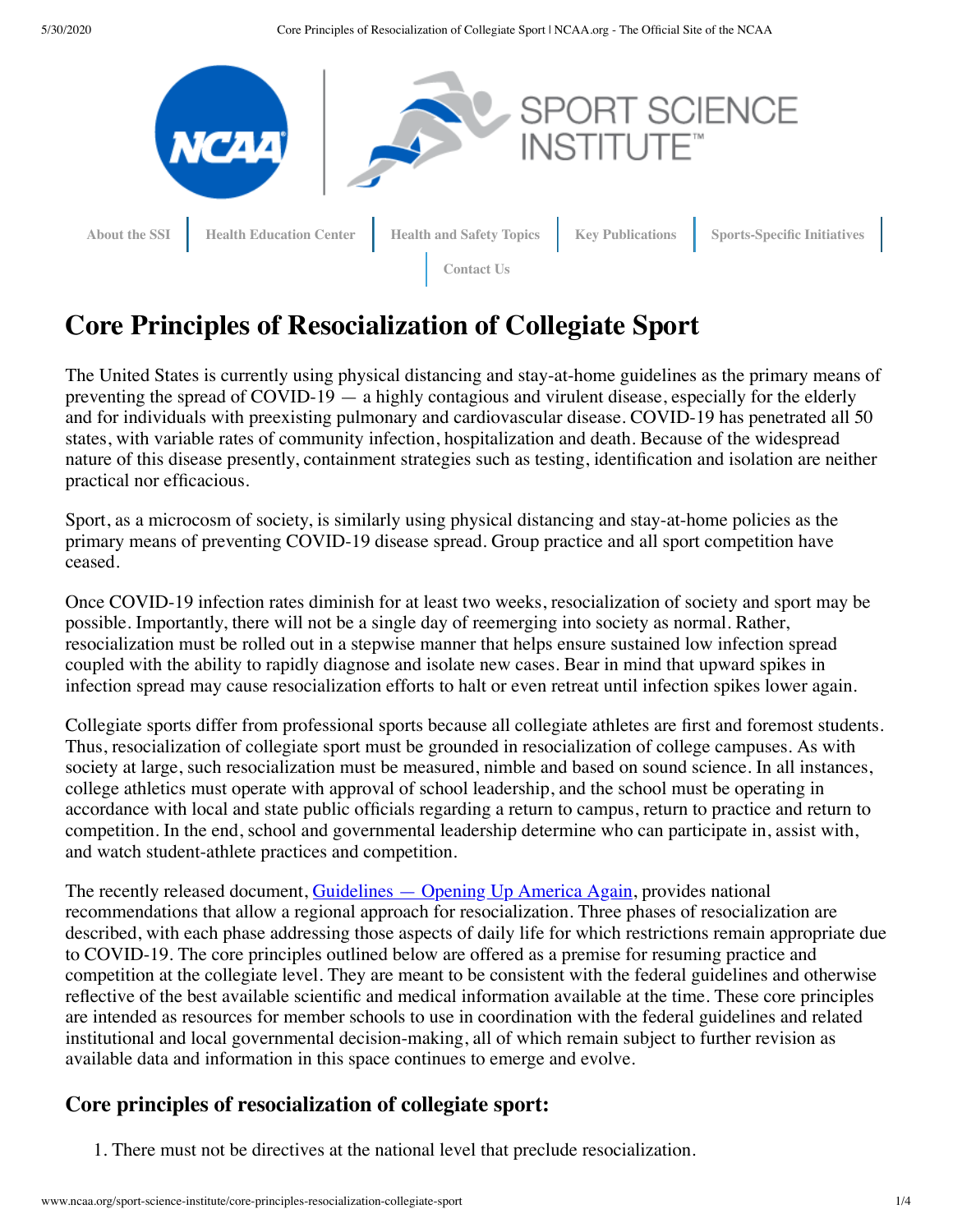About the SSI | Health Education Center | Health and Safety Topics | Key Publications | Sports-Specific Initiatives | Contact Us

# Core Principles of Resocialization of Collegiate Sport

The United States is currently using physical distancing and stay-at-home guidelines as the primary means of preventing the spread of COVID-19 — a highly contagious and virulent disease, especially for the elderly and for individuals with preexisting pulmonary and cardiovascular disease. COVID-19 has penetrated all 50 states, with variable rates of community infection, hospitalization and death. Because of the widespread nature of this disease presently, containment strategies such as testing, identification and isolation are neither practical nor efficacious.

Sport, as a microcosm of society, is similarly using physical distancing and stay-at-home policies as the primary means of preventing COVID-19 disease spread. Group practice and all sport competition have ceased.

Once COVID-19 infection rates diminish for at least two weeks, resocialization of society and sport may be possible. Importantly, there will not be a single day of reemerging into society as normal. Rather, resocialization must be rolled out in a stepwise manner that helps ensure sustained low infection spread coupled with the ability to rapidly diagnose and isolate new cases. Bear in mind that upward spikes in infection spread may cause resocialization efforts to halt or even retreat until infection spikes lower again.

Collegiate sports differ from professional sports because all collegiate athletes are first and foremost students. Thus, resocialization of collegiate sport must be grounded in resocialization of college campuses. As with society at large, such resocialization must be measured, nimble and based on sound science. In all instances, college athletics must operate with approval of school leadership, and the school must be operating in accordance with local and state public officials regarding a return to campus, return to practice and return to competition. In the end, school and governmental leadership determine who can participate in, assist with, and watch student-athlete practices and competition.

The recently released document, [Guidelines — Opening Up America Again](), provides national recommendations that allow a regional approach for resocialization. Three phases of resocialization are described, with each phase addressing those aspects of daily life for which restrictions remain appropriate due to COVID-19. The core principles outlined below are offered as a premise for resuming practice and competition at the collegiate level. They are meant to be consistent with the federal guidelines and otherwise reflective of the best available scientific and medical information available at the time. These core principles are intended as resources for member schools to use in coordination with the federal guidelines and related institutional and local governmental decision-making, all of which remain subject to further revision as available data and information in this space continues to emerge and evolve.

## Core principles of resocialization of collegiate sport:

1. There must not be directives at the national level that preclude resocialization.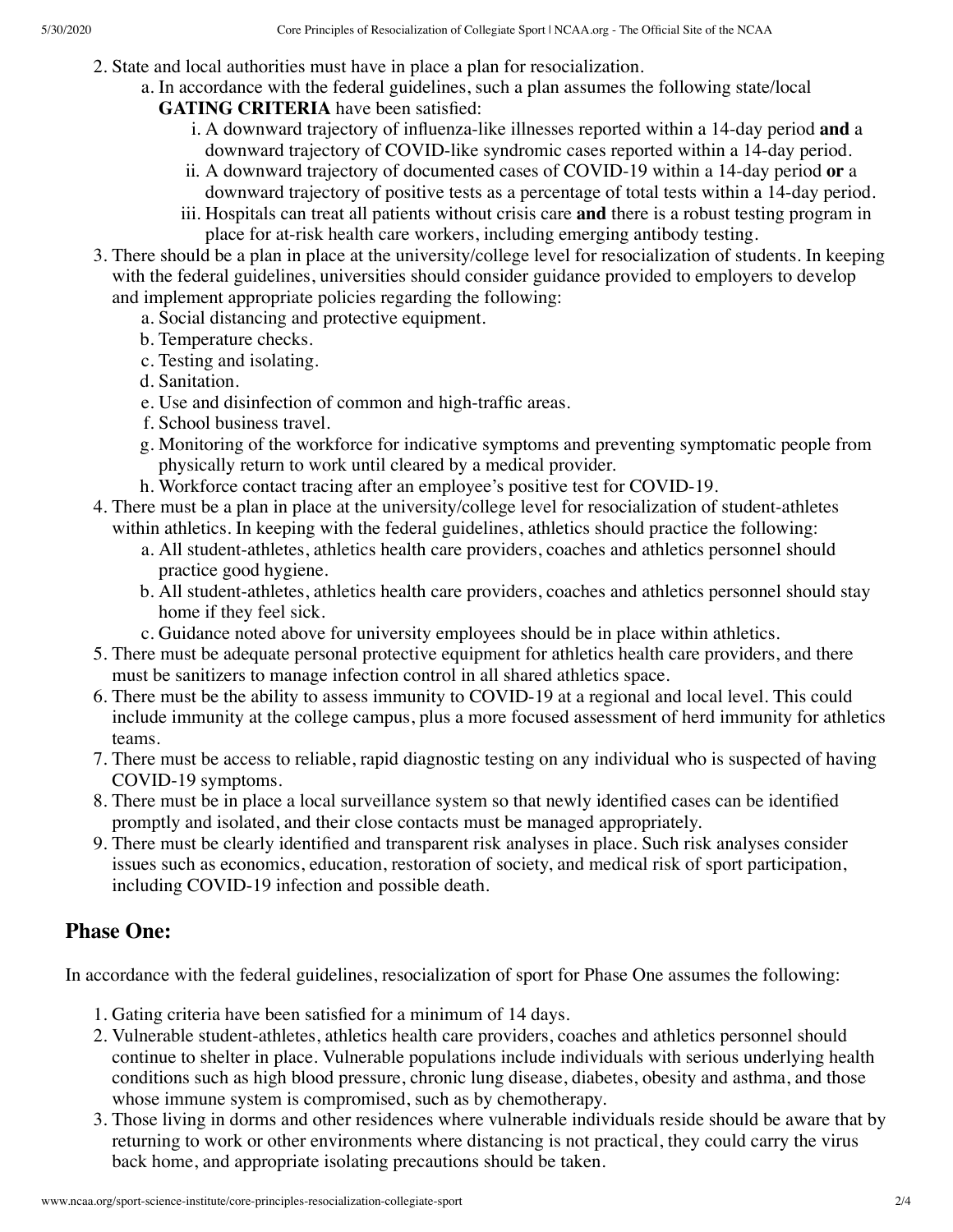2. State and local authorities must have in place a plan for resocialization.
    a. In accordance with the federal guidelines, such a plan assumes the following state/local **GATING CRITERIA** have been satisfied:
        i. A downward trajectory of influenza-like illnesses reported within a 14-day period **and** a downward trajectory of COVID-like syndromic cases reported within a 14-day period.
        ii. A downward trajectory of documented cases of COVID-19 within a 14-day period **or** a downward trajectory of positive tests as a percentage of total tests within a 14-day period.
        iii. Hospitals can treat all patients without crisis care **and** there is a robust testing program in place for at-risk health care workers, including emerging antibody testing.
3. There should be a plan in place at the university/college level for resocialization of students. In keeping with the federal guidelines, universities should consider guidance provided to employers to develop and implement appropriate policies regarding the following:
    a. Social distancing and protective equipment.
    b. Temperature checks.
    c. Testing and isolating.
    d. Sanitation.
    e. Use and disinfection of common and high-traffic areas.
    f. School business travel.
    g. Monitoring of the workforce for indicative symptoms and preventing symptomatic people from physically return to work until cleared by a medical provider.
    h. Workforce contact tracing after an employee's positive test for COVID-19.
4. There must be a plan in place at the university/college level for resocialization of student-athletes within athletics. In keeping with the federal guidelines, athletics should practice the following:
    a. All student-athletes, athletics health care providers, coaches and athletics personnel should practice good hygiene.
    b. All student-athletes, athletics health care providers, coaches and athletics personnel should stay home if they feel sick.
    c. Guidance noted above for university employees should be in place within athletics.
5. There must be adequate personal protective equipment for athletics health care providers, and there must be sanitizers to manage infection control in all shared athletics space.
6. There must be the ability to assess immunity to COVID-19 at a regional and local level. This could include immunity at the college campus, plus a more focused assessment of herd immunity for athletics teams.
7. There must be access to reliable, rapid diagnostic testing on any individual who is suspected of having COVID-19 symptoms.
8. There must be in place a local surveillance system so that newly identified cases can be identified promptly and isolated, and their close contacts must be managed appropriately.
9. There must be clearly identified and transparent risk analyses in place. Such risk analyses consider issues such as economics, education, restoration of society, and medical risk of sport participation, including COVID-19 infection and possible death.

## Phase One:

In accordance with the federal guidelines, resocialization of sport for Phase One assumes the following:

1. Gating criteria have been satisfied for a minimum of 14 days.
2. Vulnerable student-athletes, athletics health care providers, coaches and athletics personnel should continue to shelter in place. Vulnerable populations include individuals with serious underlying health conditions such as high blood pressure, chronic lung disease, diabetes, obesity and asthma, and those whose immune system is compromised, such as by chemotherapy.
3. Those living in dorms and other residences where vulnerable individuals reside should be aware that by returning to work or other environments where distancing is not practical, they could carry the virus back home, and appropriate isolating precautions should be taken.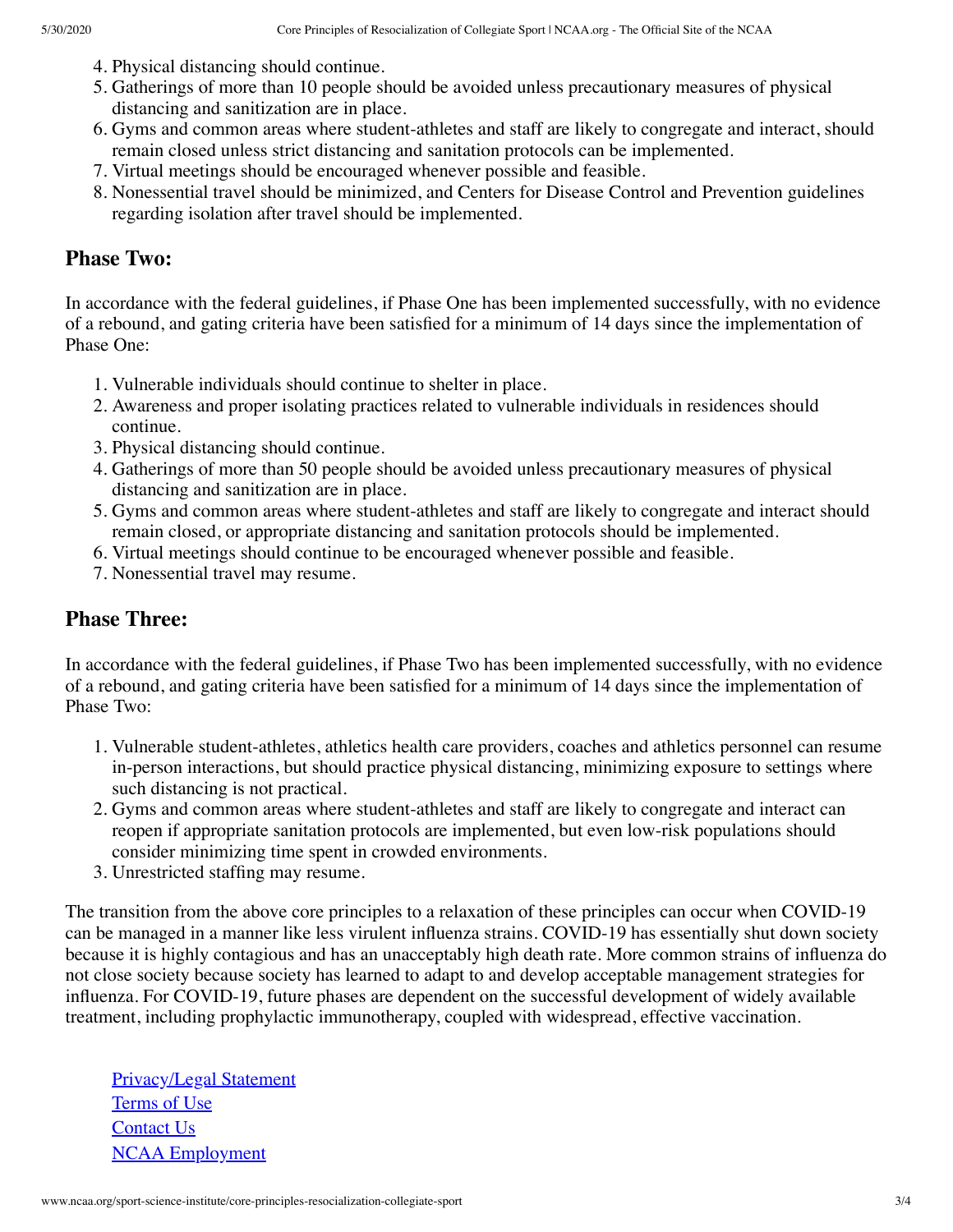4. Physical distancing should continue.
5. Gatherings of more than 10 people should be avoided unless precautionary measures of physical distancing and sanitization are in place.
6. Gyms and common areas where student-athletes and staff are likely to congregate and interact, should remain closed unless strict distancing and sanitation protocols can be implemented.
7. Virtual meetings should be encouraged whenever possible and feasible.
8. Nonessential travel should be minimized, and Centers for Disease Control and Prevention guidelines regarding isolation after travel should be implemented.

## Phase Two:

In accordance with the federal guidelines, if Phase One has been implemented successfully, with no evidence of a rebound, and gating criteria have been satisfied for a minimum of 14 days since the implementation of Phase One:

1. Vulnerable individuals should continue to shelter in place.
2. Awareness and proper isolating practices related to vulnerable individuals in residences should continue.
3. Physical distancing should continue.
4. Gatherings of more than 50 people should be avoided unless precautionary measures of physical distancing and sanitization are in place.
5. Gyms and common areas where student-athletes and staff are likely to congregate and interact should remain closed, or appropriate distancing and sanitation protocols should be implemented.
6. Virtual meetings should continue to be encouraged whenever possible and feasible.
7. Nonessential travel may resume.

## Phase Three:

In accordance with the federal guidelines, if Phase Two has been implemented successfully, with no evidence of a rebound, and gating criteria have been satisfied for a minimum of 14 days since the implementation of Phase Two:

1. Vulnerable student-athletes, athletics health care providers, coaches and athletics personnel can resume in-person interactions, but should practice physical distancing, minimizing exposure to settings where such distancing is not practical.
2. Gyms and common areas where student-athletes and staff are likely to congregate and interact can reopen if appropriate sanitation protocols are implemented, but even low-risk populations should consider minimizing time spent in crowded environments.
3. Unrestricted staffing may resume.

The transition from the above core principles to a relaxation of these principles can occur when COVID-19 can be managed in a manner like less virulent influenza strains. COVID-19 has essentially shut down society because it is highly contagious and has an unacceptably high death rate. More common strains of influenza do not close society because society has learned to adapt to and develop acceptable management strategies for influenza. For COVID-19, future phases are dependent on the successful development of widely available treatment, including prophylactic immunotherapy, coupled with widespread, effective vaccination.

Privacy/Legal Statement
Terms of Use
Contact Us
NCAA Employment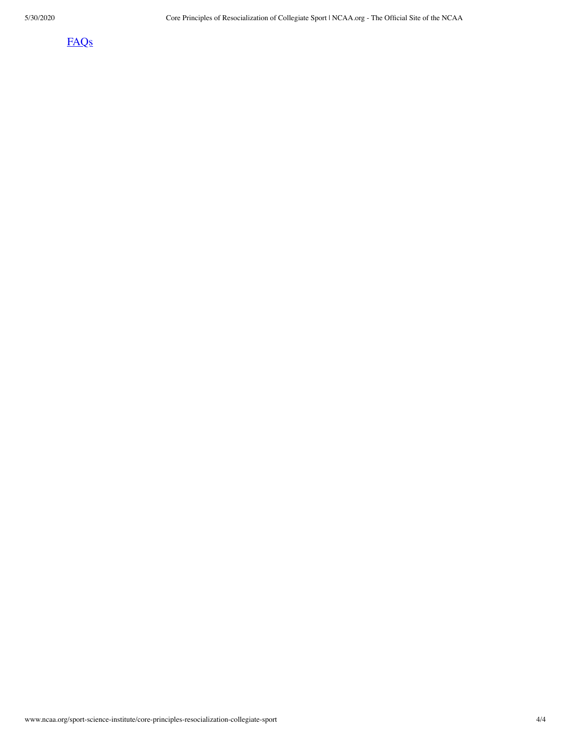[FAQs](FAQs)